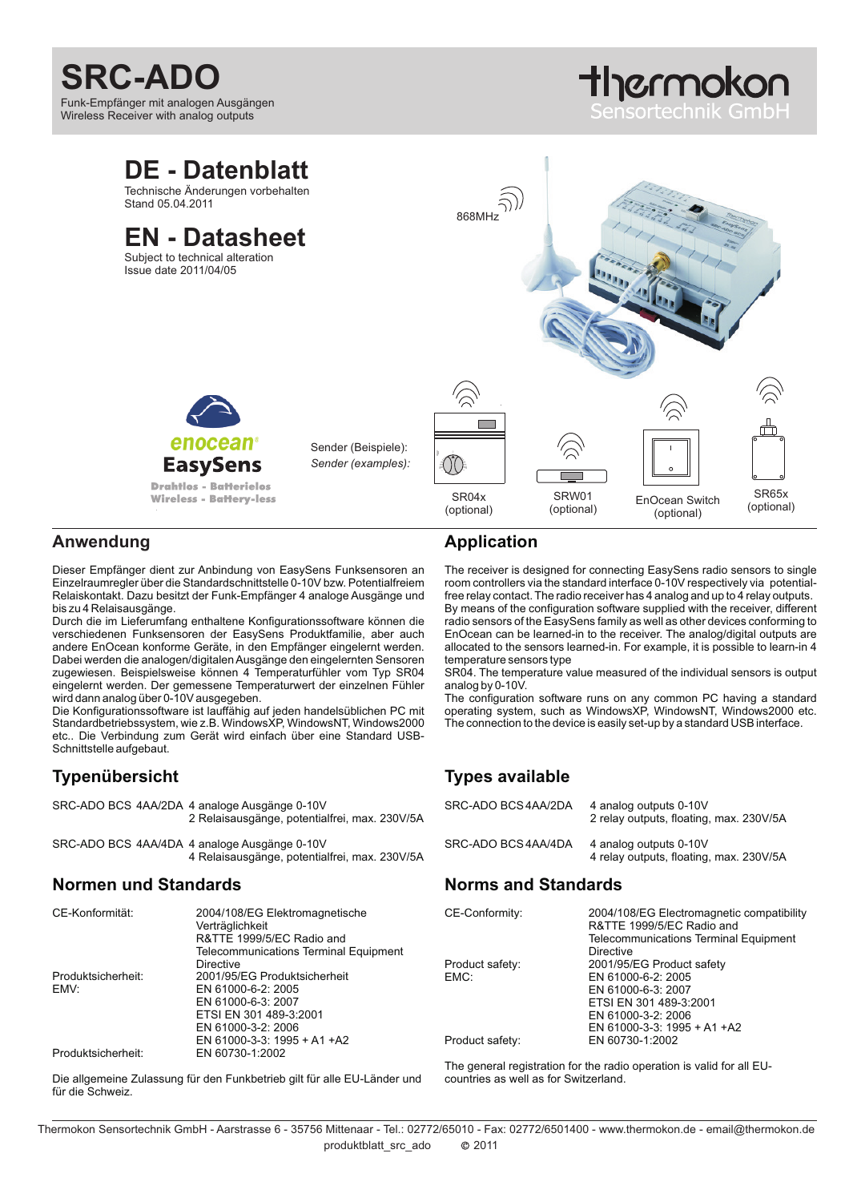# SRC-ADO

Funk-Empfänger mit analogen Ausgängen
Wireless Receiver with analog outputs

thermokon Sensortechnik GmbH

# DE - Datenblatt

Technische Änderungen vorbehalten
Stand 05.04.2011

# EN - Datasheet

Subject to technical alteration
Issue date 2011/04/05

868MHz

enocean EasySens
Drahtlos - Batterielos
Wireless - Battery-less

Sender (Beispiele):
*Sender (examples):*

SR04x (optional)

SRW01 (optional)

EnOcean Switch (optional)

SR65x (optional)

## Anwendung

Dieser Empfänger dient zur Anbindung von EasySens Funksensoren an Einzelraumregler über die Standardschnittstelle 0-10V bzw. Potentialfreiem Relaiskontakt. Dazu besitzt der Funk-Empfänger 4 analoge Ausgänge und bis zu 4 Relaisausgänge.
Durch die im Lieferumfang enthaltene Konfigurationssoftware können die verschiedenen Funksensoren der EasySens Produktfamilie, aber auch andere EnOcean konforme Geräte, in den Empfänger eingelernt werden. Dabei werden die analogen/digitalen Ausgänge den eingelernten Sensoren zugewiesen. Beispielsweise können 4 Temperaturfühler vom Typ SR04 eingelernt werden. Der gemessene Temperaturwert der einzelnen Fühler wird dann analog über 0-10V ausgegeben.
Die Konfigurationssoftware ist lauffähig auf jeden handelsüblichen PC mit Standardbetriebssystem, wie z.B. WindowsXP, WindowsNT, Windows2000 etc.. Die Verbindung zum Gerät wird einfach über eine Standard USB-Schnittstelle aufgebaut.

## Application

The receiver is designed for connecting EasySens radio sensors to single room controllers via the standard interface 0-10V respectively via potential-free relay contact. The radio receiver has 4 analog and up to 4 relay outputs.
By means of the configuration software supplied with the receiver, different radio sensors of the EasySens family as well as other devices conforming to EnOcean can be learned-in to the receiver. The analog/digital outputs are allocated to the sensors learned-in. For example, it is possible to learn-in 4 temperature sensors type SR04. The temperature value measured of the individual sensors is output analog by 0-10V.
The configuration software runs on any common PC having a standard operating system, such as WindowsXP, WindowsNT, Windows2000 etc. The connection to the device is easily set-up by a standard USB interface.

## Typenübersicht

| | |
|---|---|
| SRC-ADO BCS 4AA/2DA | 4 analoge Ausgänge 0-10V<br>2 Relaisausgänge, potentialfrei, max. 230V/5A |
| SRC-ADO BCS 4AA/4DA | 4 analoge Ausgänge 0-10V<br>4 Relaisausgänge, potentialfrei, max. 230V/5A |

## Types available

| | |
|---|---|
| SRC-ADO BCS 4AA/2DA | 4 analog outputs 0-10V<br>2 relay outputs, floating, max. 230V/5A |
| SRC-ADO BCS 4AA/4DA | 4 analog outputs 0-10V<br>4 relay outputs, floating, max. 230V/5A |

## Normen und Standards

| | |
|---|---|
| CE-Konformität: | 2004/108/EG Elektromagnetische Verträglichkeit<br>R&TTE 1999/5/EC Radio and Telecommunications Terminal Equipment Directive |
| Produktsicherheit: | 2001/95/EG Produktsicherheit |
| EMV: | EN 61000-6-2: 2005<br>EN 61000-6-3: 2007<br>ETSI EN 301 489-3:2001<br>EN 61000-3-2: 2006<br>EN 61000-3-3: 1995 + A1 +A2 |
| Produktsicherheit: | EN 60730-1:2002 |

Die allgemeine Zulassung für den Funkbetrieb gilt für alle EU-Länder und für die Schweiz.

## Norms and Standards

| | |
|---|---|
| CE-Conformity: | 2004/108/EG Electromagnetic compatibility<br>R&TTE 1999/5/EC Radio and Telecommunications Terminal Equipment Directive |
| Product safety: | 2001/95/EG Product safety |
| EMC: | EN 61000-6-2: 2005<br>EN 61000-6-3: 2007<br>ETSI EN 301 489-3:2001<br>EN 61000-3-2: 2006<br>EN 61000-3-3: 1995 + A1 +A2 |
| Product safety: | EN 60730-1:2002 |

The general registration for the radio operation is valid for all EU-countries as well as for Switzerland.

Thermokon Sensortechnik GmbH - Aarstrasse 6 - 35756 Mittenaar - Tel.: 02772/65010 - Fax: 02772/6501400 - www.thermokon.de - email@thermokon.de
produktblatt_src_ado © 2011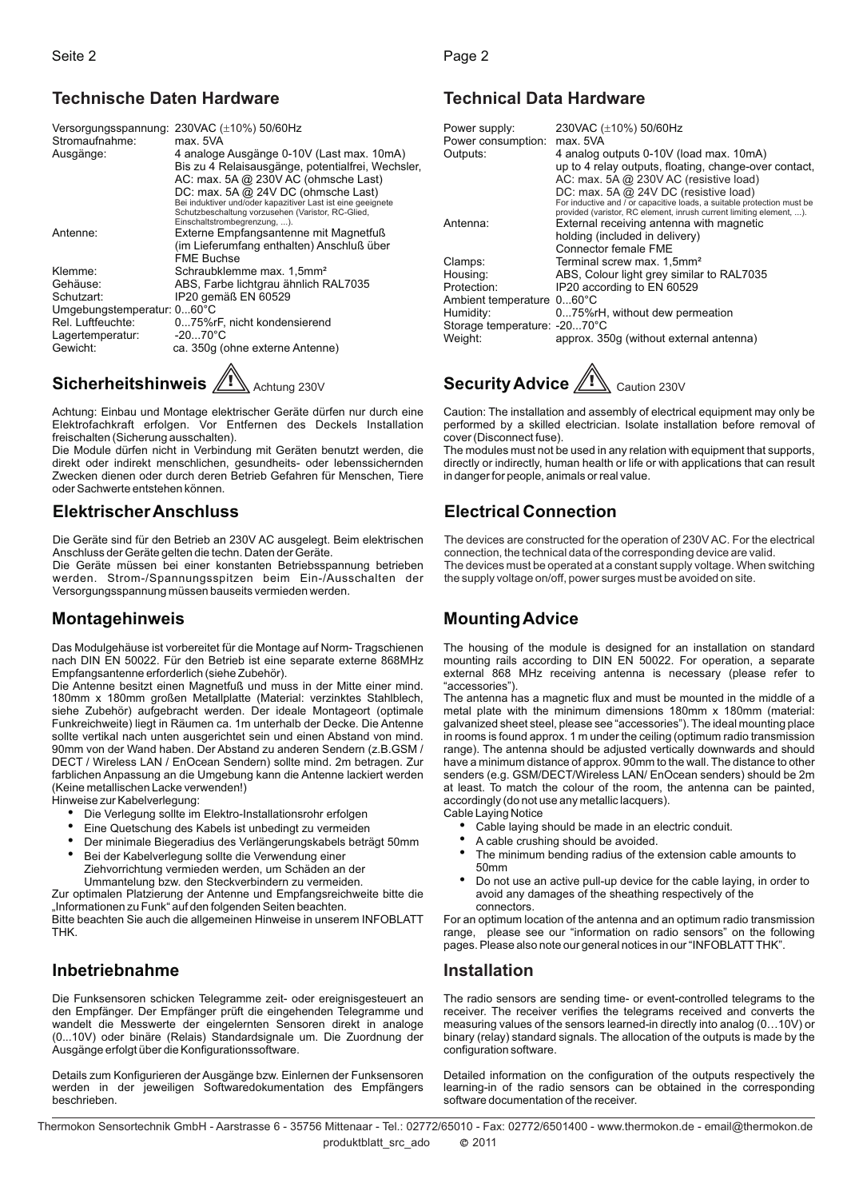## Technische Daten Hardware

| | |
|---|---|
| Versorgungsspannung: | 230VAC (±10%) 50/60Hz |
| Stromaufnahme: | max. 5VA |
| Ausgänge: | 4 analoge Ausgänge 0-10V (Last max. 10mA)<br>Bis zu 4 Relaisausgänge, potentialfrei, Wechsler,<br>AC: max. 5A @ 230V AC (ohmsche Last)<br>DC: max. 5A @ 24V DC (ohmsche Last)<br>Bei induktiver und/oder kapazitiver Last ist eine geeignete Schutzbeschaltung vorzusehen (Varistor, RC-Glied, Einschaltstrombegrenzung, ...). |
| Antenne: | Externe Empfangsantenne mit Magnetfuß (im Lieferumfang enthalten) Anschluß über FME Buchse |
| Klemme: | Schraubklemme max. 1,5mm² |
| Gehäuse: | ABS, Farbe lichtgrau ähnlich RAL7035 |
| Schutzart: | IP20 gemäß EN 60529 |
| Umgebungstemperatur: | 0...60°C |
| Rel. Luftfeuchte: | 0...75%rF, nicht kondensierend |
| Lagertemperatur: | -20...70°C |
| Gewicht: | ca. 350g (ohne externe Antenne) |

## Sicherheitshinweis

Achtung 230V

Achtung: Einbau und Montage elektrischer Geräte dürfen nur durch eine Elektrofachkraft erfolgen. Vor Entfernen des Deckels Installation freischalten (Sicherung ausschalten).

Die Module dürfen nicht in Verbindung mit Geräten benutzt werden, die direkt oder indirekt menschlichen, gesundheits- oder lebenssichernden Zwecken dienen oder durch deren Betrieb Gefahren für Menschen, Tiere oder Sachwerte entstehen können.

## Elektrischer Anschluss

Die Geräte sind für den Betrieb an 230V AC ausgelegt. Beim elektrischen Anschluss der Geräte gelten die techn. Daten der Geräte.

Die Geräte müssen bei einer konstanten Betriebsspannung betrieben werden. Strom-/Spannungsspitzen beim Ein-/Ausschalten der Versorgungsspannung müssen bauseits vermieden werden.

## Montagehinweis

Das Modulgehäuse ist vorbereitet für die Montage auf Norm- Tragschienen nach DIN EN 50022. Für den Betrieb ist eine separate externe 868MHz Empfangsantenne erforderlich (siehe Zubehör).

Die Antenne besitzt einen Magnetfuß und muss in der Mitte einer mind. 180mm x 180mm großen Metallplatte (Material: verzinktes Stahlblech, siehe Zubehör) aufgebracht werden. Der ideale Montageort (optimale Funkreichweite) liegt in Räumen ca. 1m unterhalb der Decke. Die Antenne sollte vertikal nach unten ausgerichtet sein und einen Abstand von mind. 90mm von der Wand haben. Der Abstand zu anderen Sendern (z.B.GSM / DECT / Wireless LAN / EnOcean Sendern) sollte mind. 2m betragen. Zur farblichen Anpassung an die Umgebung kann die Antenne lackiert werden (Keine metallischen Lacke verwenden!)

Hinweise zur Kabelverlegung:

- Die Verlegung sollte im Elektro-Installationsrohr erfolgen
- Eine Quetschung des Kabels ist unbedingt zu vermeiden
- Der minimale Biegeradius des Verlängerungskabels beträgt 50mm
- Bei der Kabelverlegung sollte die Verwendung einer Ziehvorrichtung vermieden werden, um Schäden an der Ummantelung bzw. den Steckverbindern zu vermeiden.

Zur optimalen Platzierung der Antenne und Empfangsreichweite bitte die „Informationen zu Funk" auf den folgenden Seiten beachten.

Bitte beachten Sie auch die allgemeinen Hinweise in unserem INFOBLATT THK.

## Inbetriebnahme

Die Funksensoren schicken Telegramme zeit- oder ereignisgesteuert an den Empfänger. Der Empfänger prüft die eingehenden Telegramme und wandelt die Messwerte der eingelernten Sensoren direkt in analoge (0...10V) oder binäre (Relais) Standardsignale um. Die Zuordnung der Ausgänge erfolgt über die Konfigurationssoftware.

Details zum Konfigurieren der Ausgänge bzw. Einlernen der Funksensoren werden in der jeweiligen Softwaredokumentation des Empfängers beschrieben.

## Technical Data Hardware

| | |
|---|---|
| Power supply: | 230VAC (±10%) 50/60Hz |
| Power consumption: | max. 5VA |
| Outputs: | 4 analog outputs 0-10V (load max. 10mA)<br>up to 4 relay outputs, floating, change-over contact,<br>AC: max. 5A @ 230V AC (resistive load)<br>DC: max. 5A @ 24V DC (resistive load)<br>For inductive and / or capacitive loads, a suitable protection must be provided (varistor, RC element, inrush current limiting element, ...). |
| Antenna: | External receiving antenna with magnetic holding (included in delivery) Connector female FME |
| Clamps: | Terminal screw max. 1,5mm² |
| Housing: | ABS, Colour light grey similar to RAL7035 |
| Protection: | IP20 according to EN 60529 |
| Ambient temperature | 0...60°C |
| Humidity: | 0...75%rH, without dew permeation |
| Storage temperature: | -20...70°C |
| Weight: | approx. 350g (without external antenna) |

## Security Advice

Caution 230V

Caution: The installation and assembly of electrical equipment may only be performed by a skilled electrician. Isolate installation before removal of cover (Disconnect fuse).

The modules must not be used in any relation with equipment that supports, directly or indirectly, human health or life or with applications that can result in danger for people, animals or real value.

## Electrical Connection

The devices are constructed for the operation of 230V AC. For the electrical connection, the technical data of the corresponding device are valid.

The devices must be operated at a constant supply voltage. When switching the supply voltage on/off, power surges must be avoided on site.

## Mounting Advice

The housing of the module is designed for an installation on standard mounting rails according to DIN EN 50022. For operation, a separate external 868 MHz receiving antenna is necessary (please refer to "accessories").

The antenna has a magnetic flux and must be mounted in the middle of a metal plate with the minimum dimensions 180mm x 180mm (material: galvanized sheet steel, please see "accessories"). The ideal mounting place in rooms is found approx. 1 m under the ceiling (optimum radio transmission range). The antenna should be adjusted vertically downwards and should have a minimum distance of approx. 90mm to the wall. The distance to other senders (e.g. GSM/DECT/Wireless LAN/ EnOcean senders) should be 2m at least. To match the colour of the room, the antenna can be painted, accordingly (do not use any metallic lacquers).

Cable Laying Notice

- Cable laying should be made in an electric conduit.
- A cable crushing should be avoided.
- The minimum bending radius of the extension cable amounts to 50mm
- Do not use an active pull-up device for the cable laying, in order to avoid any damages of the sheathing respectively of the connectors.

For an optimum location of the antenna and an optimum radio transmission range, please see our "information on radio sensors" on the following pages. Please also note our general notices in our "INFOBLATT THK".

## Installation

The radio sensors are sending time- or event-controlled telegrams to the receiver. The receiver verifies the telegrams received and converts the measuring values of the sensors learned-in directly into analog (0…10V) or binary (relay) standard signals. The allocation of the outputs is made by the configuration software.

Detailed information on the configuration of the outputs respectively the learning-in of the radio sensors can be obtained in the corresponding software documentation of the receiver.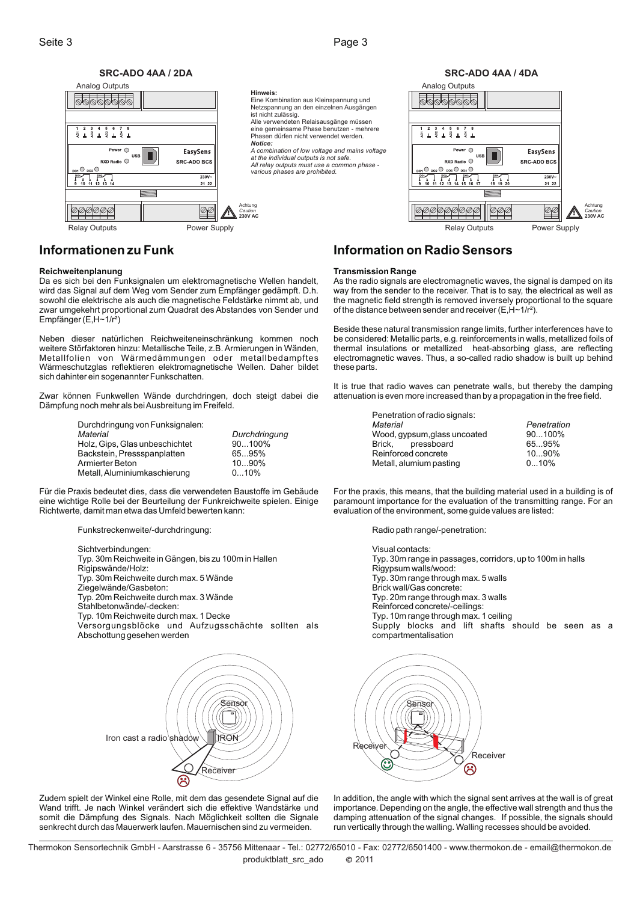## SRC-ADO 4AA / 2DA

Analog Outputs

Relay Outputs    Power Supply

**Hinweis:**
Eine Kombination aus Kleinspannung und Netzspannung an den einzelnen Ausgängen ist nicht zulässig.
Alle verwendeten Relaisausgänge müssen eine gemeinsame Phase benutzen - mehrere Phasen dürfen nicht verwendet werden.
***Notice:***
*A combination of low voltage and mains voltage at the individual outputs is not safe.*
*All relay outputs must use a common phase - various phases are prohibited.*

## SRC-ADO 4AA / 4DA

Analog Outputs

Relay Outputs    Power Supply

## Informationen zu Funk

**Reichweitenplanung**
Da es sich bei den Funksignalen um elektromagnetische Wellen handelt, wird das Signal auf dem Weg vom Sender zum Empfänger gedämpft. D.h. sowohl die elektrische als auch die magnetische Feldstärke nimmt ab, und zwar umgekehrt proportional zum Quadrat des Abstandes von Sender und Empfänger ($E,H\sim1/r^2$)

Neben dieser natürlichen Reichweiteneinschränkung kommen noch weitere Störfaktoren hinzu: Metallische Teile, z.B. Armierungen in Wänden, Metallfolien von Wärmedämmungen oder metallbedampftes Wärmeschutzglas reflektieren elektromagnetische Wellen. Daher bildet sich dahinter ein sogenannter Funkschatten.

Zwar können Funkwellen Wände durchdringen, doch steigt dabei die Dämpfung noch mehr als bei Ausbreitung im Freifeld.

Durchdringung von Funksignalen:

| *Material* | *Durchdringung* |
|---|---|
| Holz, Gips, Glas unbeschichtet | 90...100% |
| Backstein, Pressspanplatten | 65...95% |
| Armierter Beton | 10...90% |
| Metall, Aluminiumkaschierung | 0...10% |

Für die Praxis bedeutet dies, dass die verwendeten Baustoffe im Gebäude eine wichtige Rolle bei der Beurteilung der Funkreichweite spielen. Einige Richtwerte, damit man etwa das Umfeld bewerten kann:

Funkstreckenweite/-durchdringung:

Sichtverbindungen:
Typ. 30m Reichweite in Gängen, bis zu 100m in Hallen
Rigipswände/Holz:
Typ. 30m Reichweite durch max. 5 Wände
Ziegelwände/Gasbeton:
Typ. 20m Reichweite durch max. 3 Wände
Stahlbetonwände/-decken:
Typ. 10m Reichweite durch max. 1 Decke
Versorgungsblöcke und Aufzugsschächte sollten als Abschottung gesehen werden

Iron cast a radio shadow    IRON    Sensor    Receiver

Zudem spielt der Winkel eine Rolle, mit dem das gesendete Signal auf die Wand trifft. Je nach Winkel verändert sich die effektive Wandstärke und somit die Dämpfung des Signals. Nach Möglichkeit sollten die Signale senkrecht durch das Mauerwerk laufen. Mauernischen sind zu vermeiden.

## Information on Radio Sensors

**Transmission Range**
As the radio signals are electromagnetic waves, the signal is damped on its way from the sender to the receiver. That is to say, the electrical as well as the magnetic field strength is removed inversely proportional to the square of the distance between sender and receiver ($E,H\sim1/r^2$).

Beside these natural transmission range limits, further interferences have to be considered: Metallic parts, e.g. reinforcements in walls, metallized foils of thermal insulations or metallized heat-absorbing glass, are reflecting electromagnetic waves. Thus, a so-called radio shadow is built up behind these parts.

It is true that radio waves can penetrate walls, but thereby the damping attenuation is even more increased than by a propagation in the free field.

Penetration of radio signals:

| *Material* | *Penetration* |
|---|---|
| Wood, gypsum, glass uncoated | 90...100% |
| Brick, pressboard | 65...95% |
| Reinforced concrete | 10...90% |
| Metall, alumium pasting | 0...10% |

For the praxis, this means, that the building material used in a building is of paramount importance for the evaluation of the transmitting range. For an evaluation of the environment, some guide values are listed:

Radio path range/-penetration:

Visual contacts:
Typ. 30m range in passages, corridors, up to 100m in halls
Rigypsum walls/wood:
Typ. 30m range through max. 5 walls
Brick wall/Gas concrete:
Typ. 20m range through max. 3 walls
Reinforced concrete/-ceilings:
Typ. 10m range through max. 1 ceiling
Supply blocks and lift shafts should be seen as a compartmentalisation

Sensor    Receiver    Receiver

In addition, the angle with which the signal sent arrives at the wall is of great importance. Depending on the angle, the effective wall strength and thus the damping attenuation of the signal changes. If possible, the signals should run vertically through the walling. Walling recesses should be avoided.

Thermokon Sensortechnik GmbH - Aarstrasse 6 - 35756 Mittenaar - Tel.: 02772/65010 - Fax: 02772/6501400 - www.thermokon.de - email@thermokon.de
produktblatt_src_ado    © 2011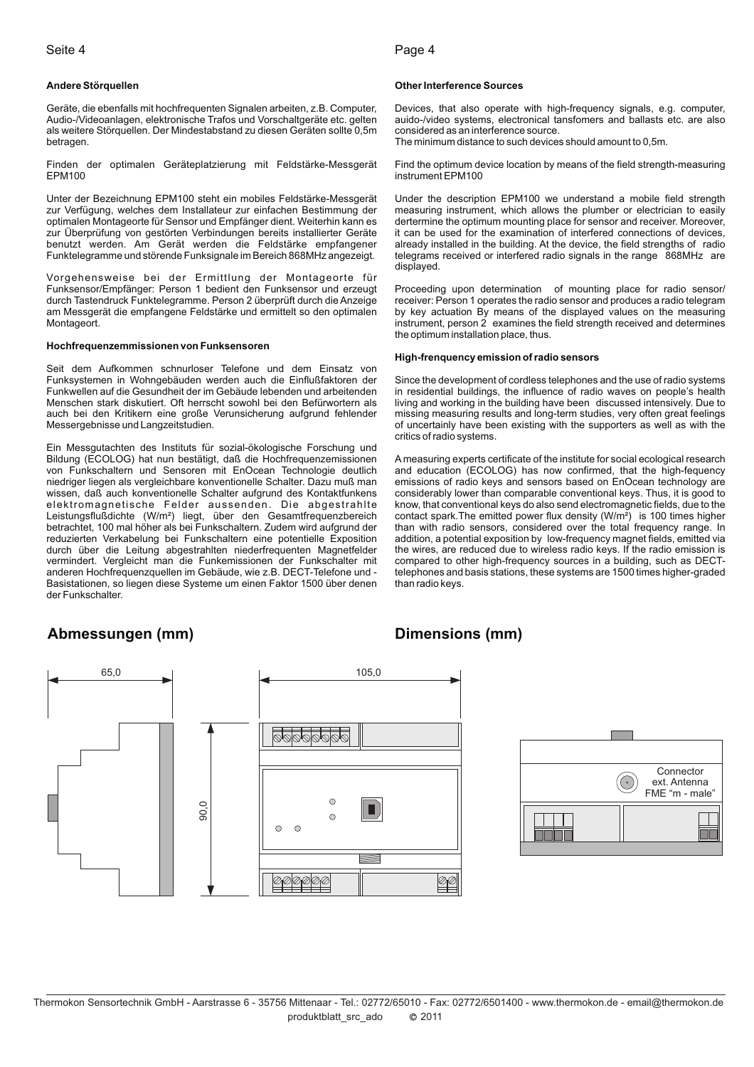**Andere Störquellen**

Geräte, die ebenfalls mit hochfrequenten Signalen arbeiten, z.B. Computer, Audio-/Videoanlagen, elektronische Trafos und Vorschaltgeräte etc. gelten als weitere Störquellen. Der Mindestabstand zu diesen Geräten sollte 0,5m betragen.

Finden der optimalen Geräteplatzierung mit Feldstärke-Messgerät EPM100

Unter der Bezeichnung EPM100 steht ein mobiles Feldstärke-Messgerät zur Verfügung, welches dem Installateur zur einfachen Bestimmung der optimalen Montageorte für Sensor und Empfänger dient. Weiterhin kann es zur Überprüfung von gestörten Verbindungen bereits installierter Geräte benutzt werden. Am Gerät werden die Feldstärke empfangener Funktelegramme und störende Funksignale im Bereich 868MHz angezeigt.

Vorgehensweise bei der Ermittlung der Montageorte für Funksensor/Empfänger: Person 1 bedient den Funksensor und erzeugt durch Tastendruck Funktelegramme. Person 2 überprüft durch die Anzeige am Messgerät die empfangene Feldstärke und ermittelt so den optimalen Montageort.

**Hochfrequenzemmissionen von Funksensoren**

Seit dem Aufkommen schnurloser Telefone und dem Einsatz von Funksystemen in Wohngebäuden werden auch die Einflußfaktoren der Funkwellen auf die Gesundheit der im Gebäude lebenden und arbeitenden Menschen stark diskutiert. Oft herrscht sowohl bei den Befürwortern als auch bei den Kritikern eine große Verunsicherung aufgrund fehlender Messergebnisse und Langzeitstudien.

Ein Messgutachten des Instituts für sozial-ökologische Forschung und Bildung (ECOLOG) hat nun bestätigt, daß die Hochfrequenzemissionen von Funkschaltern und Sensoren mit EnOcean Technologie deutlich niedriger liegen als vergleichbare konventionelle Schalter. Dazu muß man wissen, daß auch konventionelle Schalter aufgrund des Kontaktfunkens elektromagnetische Felder aussenden. Die abgestrahlte Leistungsflußdichte (W/m²) liegt, über den Gesamtfrequenzbereich betrachtet, 100 mal höher als bei Funkschaltern. Zudem wird aufgrund der reduzierten Verkabelung bei Funkschaltern eine potentielle Exposition durch über die Leitung abgestrahlten niederfrequenten Magnetfelder vermindert. Vergleicht man die Funkemissionen der Funkschalter mit anderen Hochfrequenzquellen im Gebäude, wie z.B. DECT-Telefone und -Basistationen, so liegen diese Systeme um einen Faktor 1500 über denen der Funkschalter.

**Other Interference Sources**

Devices, that also operate with high-frequency signals, e.g. computer, auido-/video systems, electronical tansfomers and ballasts etc. are also considered as an interference source.
The minimum distance to such devices should amount to 0,5m.

Find the optimum device location by means of the field strength-measuring instrument EPM100

Under the description EPM100 we understand a mobile field strength measuring instrument, which allows the plumber or electrician to easily dertermine the optimum mounting place for sensor and receiver. Moreover, it can be used for the examination of interfered connections of devices, already installed in the building. At the device, the field strengths of radio telegrams received or interfered radio signals in the range 868MHz are displayed.

Proceeding upon determination of mounting place for radio sensor/ receiver: Person 1 operates the radio sensor and produces a radio telegram by key actuation By means of the displayed values on the measuring instrument, person 2 examines the field strength received and determines the optimum installation place, thus.

**High-frenquency emission of radio sensors**

Since the development of cordless telephones and the use of radio systems in residential buildings, the influence of radio waves on people's health living and working in the building have been discussed intensively. Due to missing measuring results and long-term studies, very often great feelings of uncertainly have been existing with the supporters as well as with the critics of radio systems.

A measuring experts certificate of the institute for social ecological research and education (ECOLOG) has now confirmed, that the high-fequency emissions of radio keys and sensors based on EnOcean technology are considerably lower than comparable conventional keys. Thus, it is good to know, that conventional keys do also send electromagnetic fields, due to the contact spark.The emitted power flux density (W/m²) is 100 times higher than with radio sensors, considered over the total frequency range. In addition, a potential exposition by low-frequency magnet fields, emitted via the wires, are reduced due to wireless radio keys. If the radio emission is compared to other high-frequency sources in a building, such as DECT-telephones and basis stations, these systems are 1500 times higher-graded than radio keys.

## Abmessungen (mm)

## Dimensions (mm)

65,0

105,0

90,0

Connector ext. Antenna FME "m - male"

Thermokon Sensortechnik GmbH - Aarstrasse 6 - 35756 Mittenaar - Tel.: 02772/65010 - Fax: 02772/6501400 - www.thermokon.de - email@thermokon.de
produktblatt_src_ado © 2011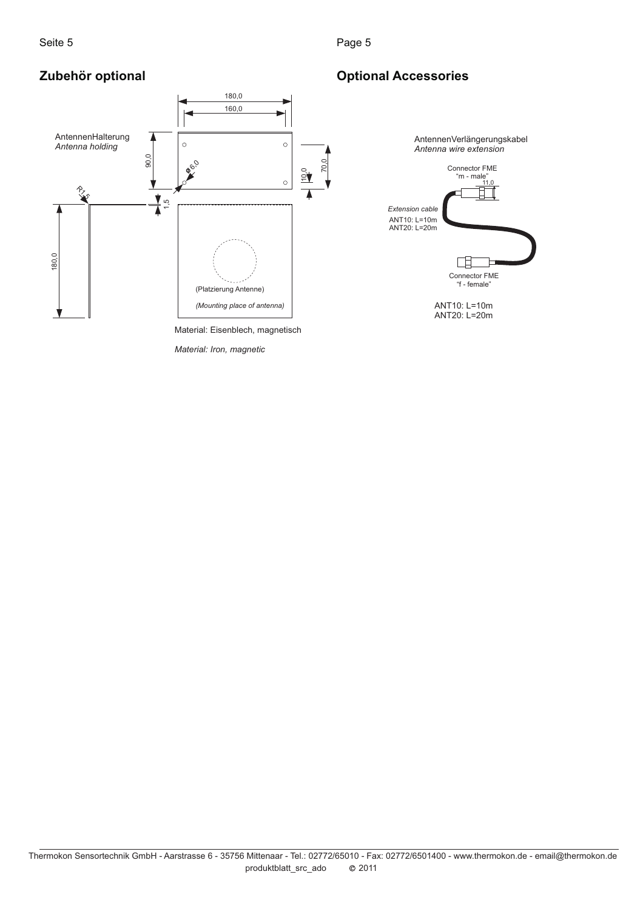## Zubehör optional

## Optional Accessories

AntennenHalterung
*Antenna holding*

180,0
160,0
90,0
ø6,0
10,0
70,0
R1,5
1,5
180,0

(Platzierung Antenne)
*(Mounting place of antenna)*

Material: Eisenblech, magnetisch

*Material: Iron, magnetic*

AntennenVerlängerungskabel
*Antenna wire extension*

Connector FME
"m - male"
11,0

*Extension cable*
ANT10: L=10m
ANT20: L=20m

Connector FME
"f - female"

ANT10: L=10m
ANT20: L=20m

Thermokon Sensortechnik GmbH - Aarstrasse 6 - 35756 Mittenaar - Tel.: 02772/65010 - Fax: 02772/6501400 - www.thermokon.de - email@thermokon.de
produktblatt_src_ado © 2011